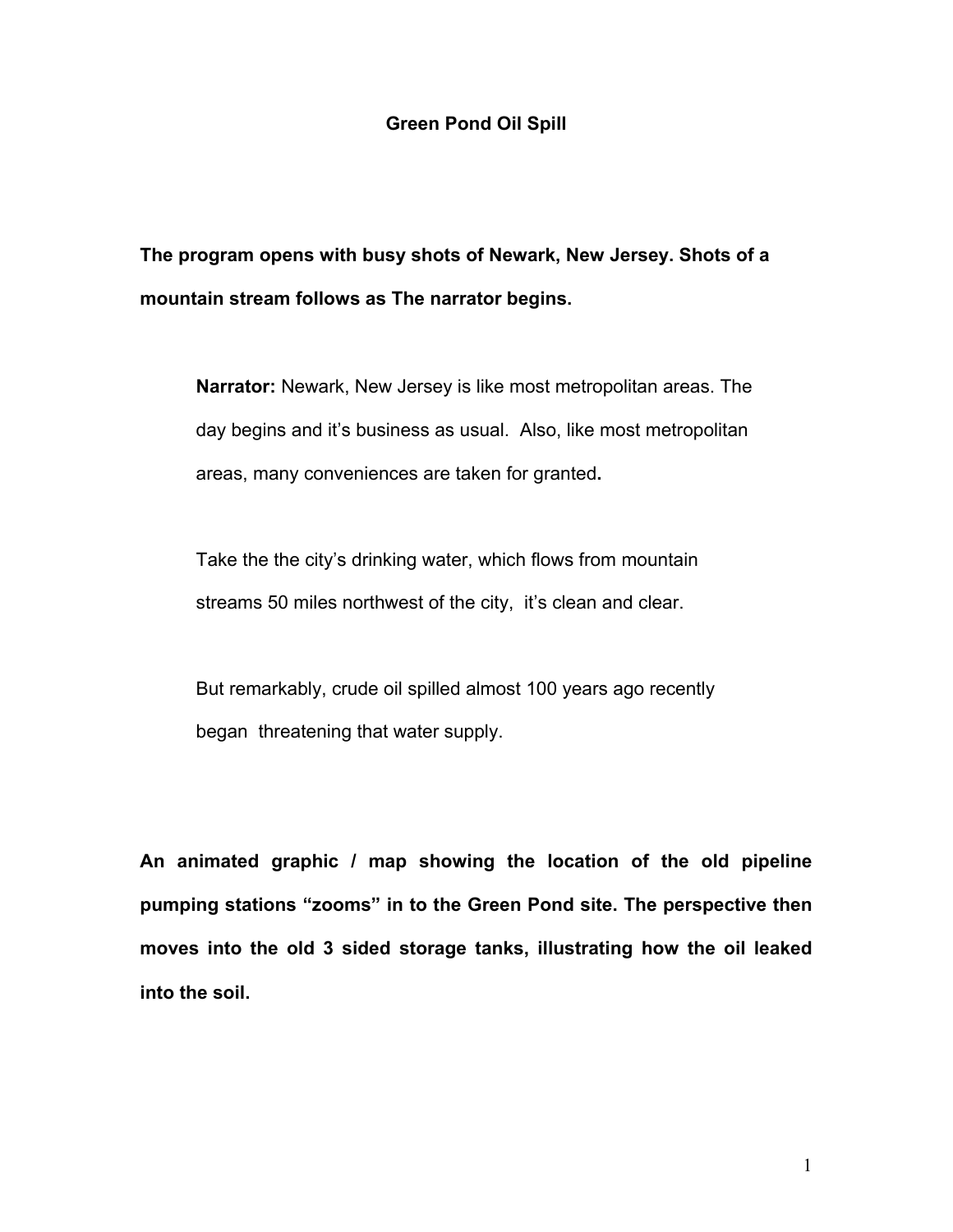# Green Pond Oil Spill

**The program opens with busy shots of Newark, New Jersey. Shots of a mountain stream follows as The narrator begins.**

> **Narrator:** Newark, New Jersey is like most metropolitan areas. The day begins and it's business as usual. Also, like most metropolitan areas, many conveniences are taken for granted**.**
>
> Take the the city's drinking water, which flows from mountain streams 50 miles northwest of the city, it's clean and clear.
>
> But remarkably, crude oil spilled almost 100 years ago recently began threatening that water supply.

**An animated graphic / map showing the location of the old pipeline pumping stations "zooms" in to the Green Pond site. The perspective then moves into the old 3 sided storage tanks, illustrating how the oil leaked into the soil.**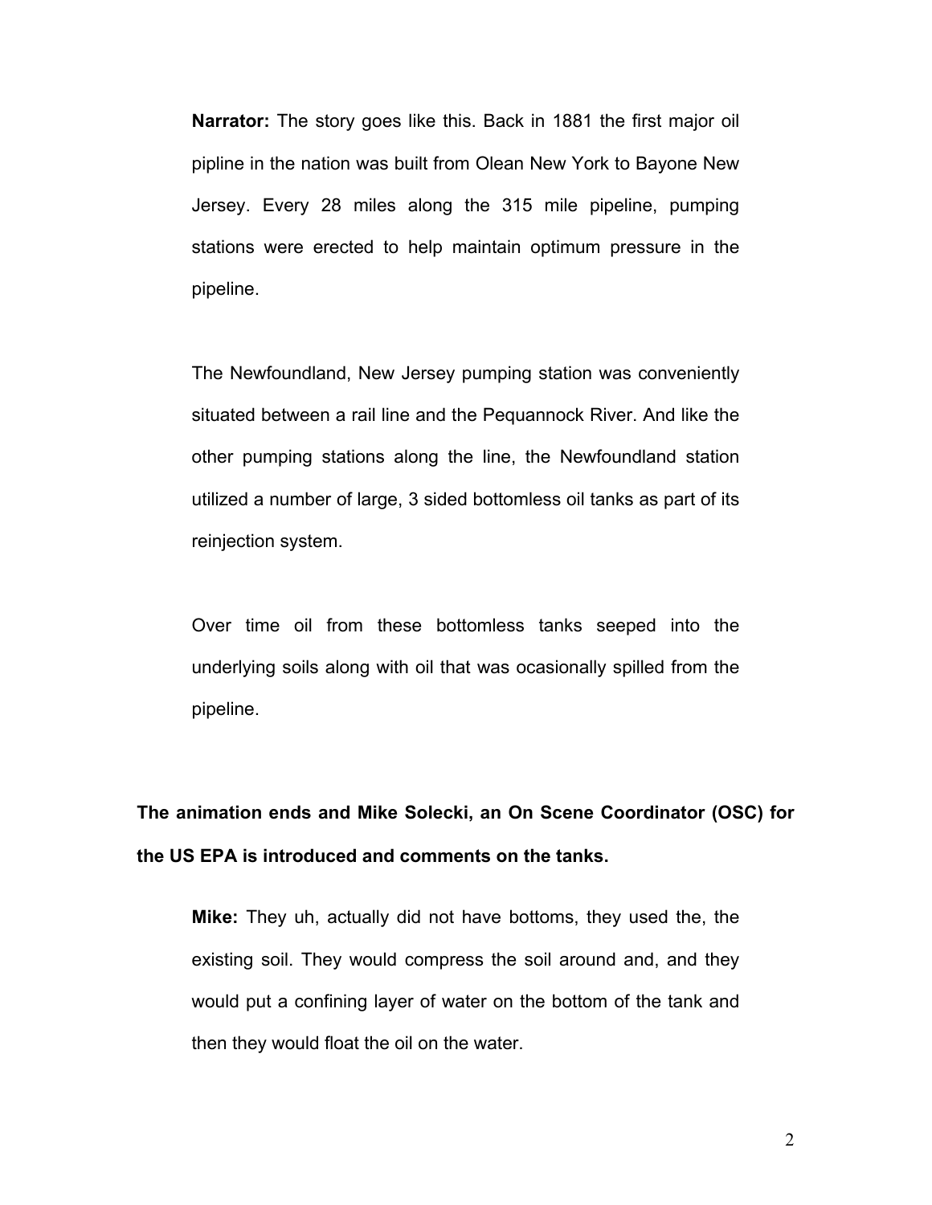**Narrator:** The story goes like this. Back in 1881 the first major oil pipline in the nation was built from Olean New York to Bayone New Jersey. Every 28 miles along the 315 mile pipeline, pumping stations were erected to help maintain optimum pressure in the pipeline.

The Newfoundland, New Jersey pumping station was conveniently situated between a rail line and the Pequannock River. And like the other pumping stations along the line, the Newfoundland station utilized a number of large, 3 sided bottomless oil tanks as part of its reinjection system.

Over time oil from these bottomless tanks seeped into the underlying soils along with oil that was ocasionally spilled from the pipeline.

**The animation ends and Mike Solecki, an On Scene Coordinator (OSC) for the US EPA is introduced and comments on the tanks.**

**Mike:** They uh, actually did not have bottoms, they used the, the existing soil. They would compress the soil around and, and they would put a confining layer of water on the bottom of the tank and then they would float the oil on the water.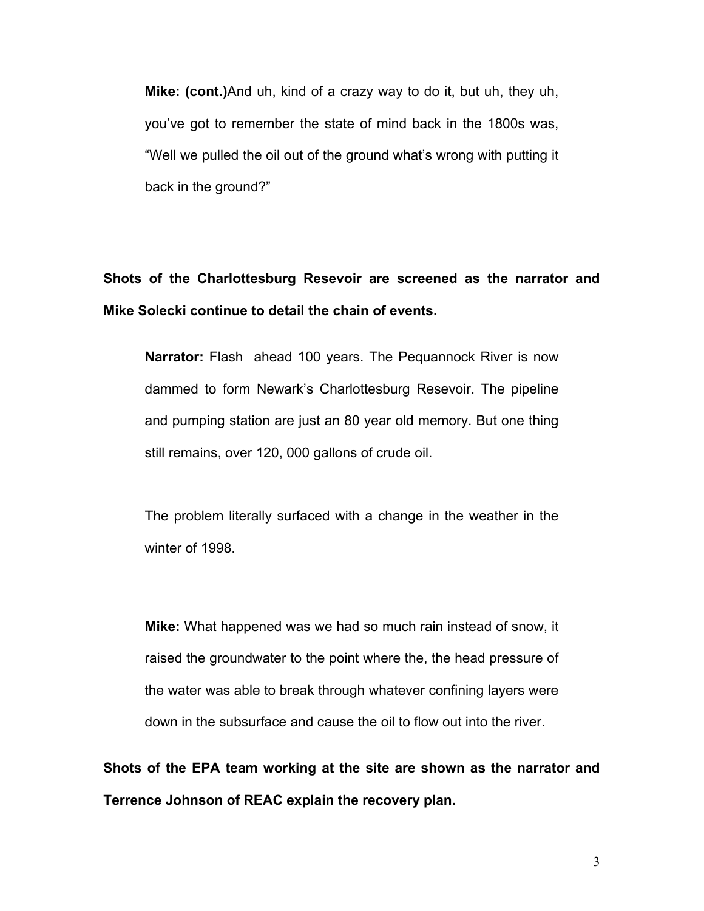**Mike: (cont.)**And uh, kind of a crazy way to do it, but uh, they uh, you've got to remember the state of mind back in the 1800s was, "Well we pulled the oil out of the ground what's wrong with putting it back in the ground?"

**Shots of the Charlottesburg Resevoir are screened as the narrator and Mike Solecki continue to detail the chain of events.**

**Narrator:** Flash ahead 100 years. The Pequannock River is now dammed to form Newark's Charlottesburg Resevoir. The pipeline and pumping station are just an 80 year old memory. But one thing still remains, over 120, 000 gallons of crude oil.

The problem literally surfaced with a change in the weather in the winter of 1998.

**Mike:** What happened was we had so much rain instead of snow, it raised the groundwater to the point where the, the head pressure of the water was able to break through whatever confining layers were down in the subsurface and cause the oil to flow out into the river.

**Shots of the EPA team working at the site are shown as the narrator and Terrence Johnson of REAC explain the recovery plan.**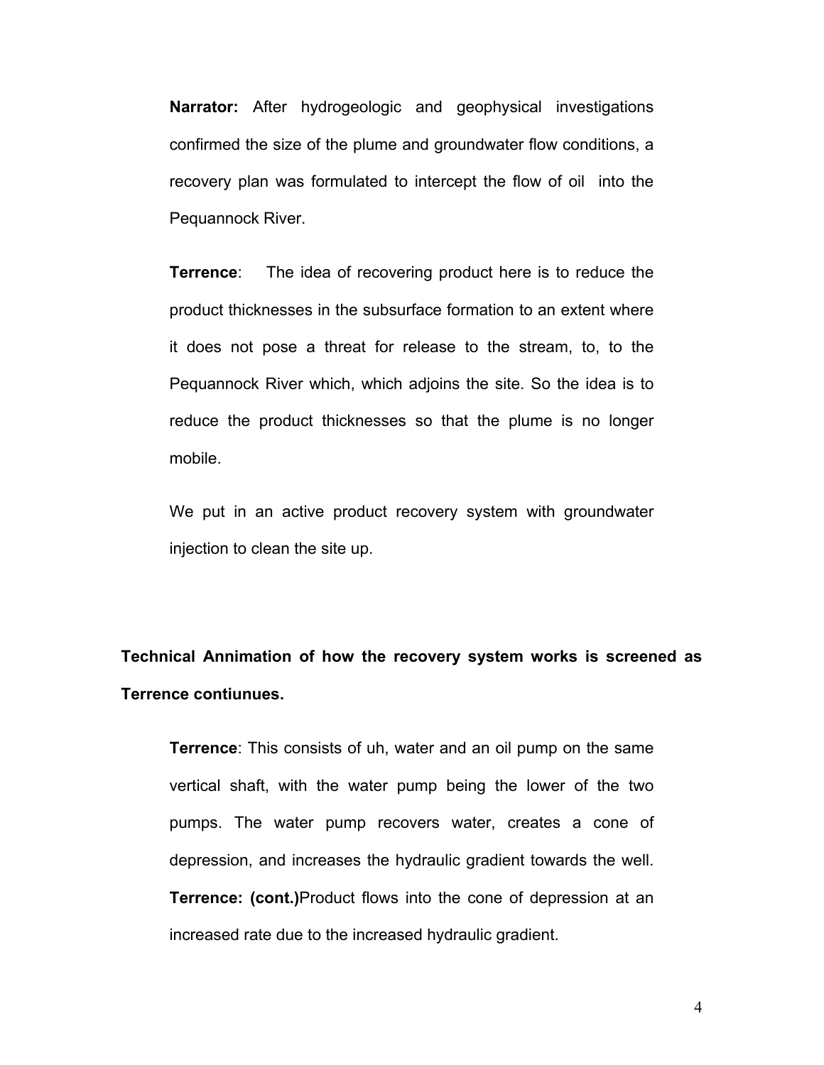**Narrator:** After hydrogeologic and geophysical investigations confirmed the size of the plume and groundwater flow conditions, a recovery plan was formulated to intercept the flow of oil into the Pequannock River.

**Terrence**: The idea of recovering product here is to reduce the product thicknesses in the subsurface formation to an extent where it does not pose a threat for release to the stream, to, to the Pequannock River which, which adjoins the site. So the idea is to reduce the product thicknesses so that the plume is no longer mobile.

We put in an active product recovery system with groundwater injection to clean the site up.

**Technical Annimation of how the recovery system works is screened as Terrence contiunues.**

**Terrence**: This consists of uh, water and an oil pump on the same vertical shaft, with the water pump being the lower of the two pumps. The water pump recovers water, creates a cone of depression, and increases the hydraulic gradient towards the well.

**Terrence: (cont.)**Product flows into the cone of depression at an increased rate due to the increased hydraulic gradient.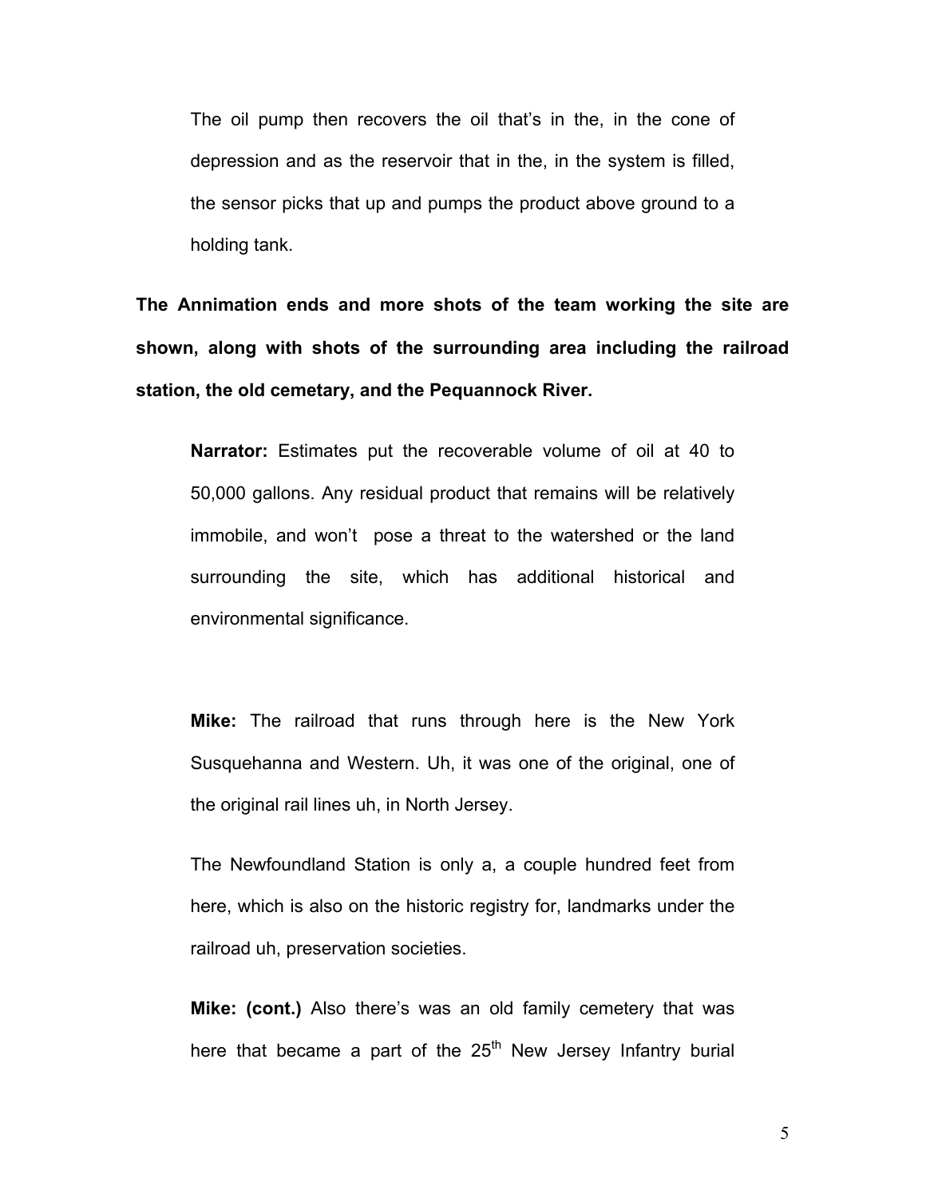The oil pump then recovers the oil that's in the, in the cone of depression and as the reservoir that in the, in the system is filled, the sensor picks that up and pumps the product above ground to a holding tank.

**The Annimation ends and more shots of the team working the site are shown, along with shots of the surrounding area including the railroad station, the old cemetary, and the Pequannock River.**

**Narrator:** Estimates put the recoverable volume of oil at 40 to 50,000 gallons. Any residual product that remains will be relatively immobile, and won't pose a threat to the watershed or the land surrounding the site, which has additional historical and environmental significance.

**Mike:** The railroad that runs through here is the New York Susquehanna and Western. Uh, it was one of the original, one of the original rail lines uh, in North Jersey.

The Newfoundland Station is only a, a couple hundred feet from here, which is also on the historic registry for, landmarks under the railroad uh, preservation societies.

**Mike: (cont.)** Also there's was an old family cemetery that was here that became a part of the 25th New Jersey Infantry burial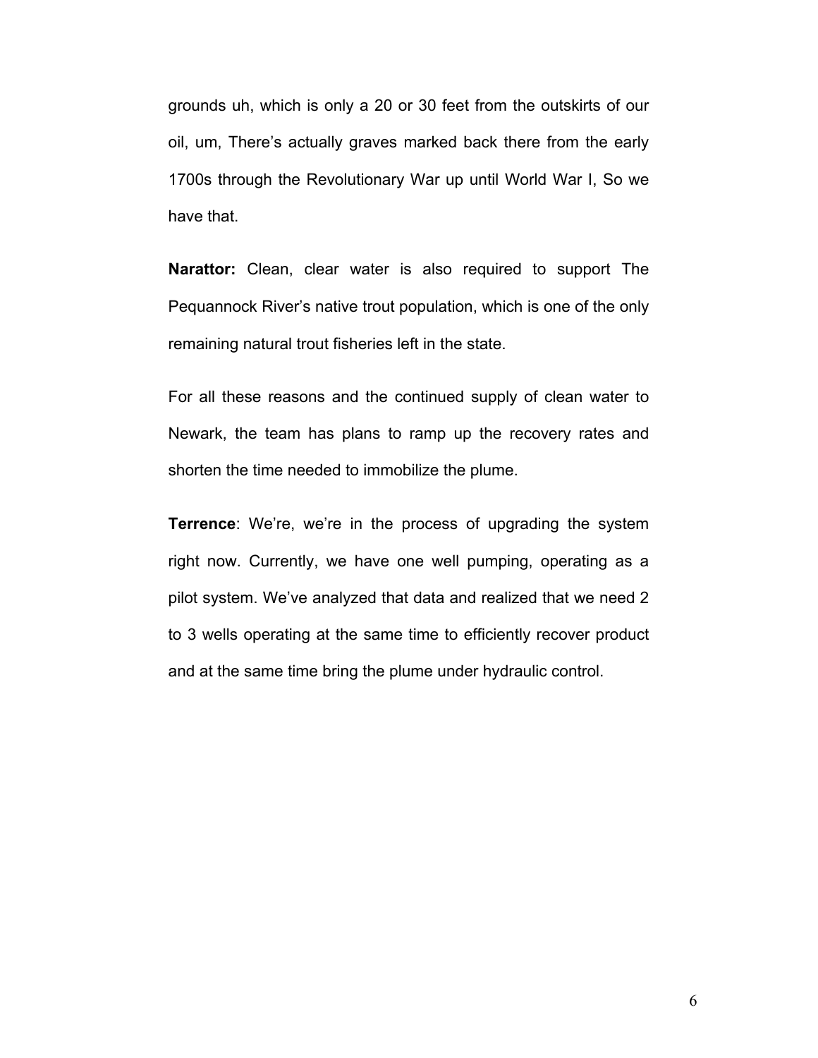grounds uh, which is only a 20 or 30 feet from the outskirts of our oil, um, There's actually graves marked back there from the early 1700s through the Revolutionary War up until World War I, So we have that.

**Narattor:** Clean, clear water is also required to support The Pequannock River's native trout population, which is one of the only remaining natural trout fisheries left in the state.

For all these reasons and the continued supply of clean water to Newark, the team has plans to ramp up the recovery rates and shorten the time needed to immobilize the plume.

**Terrence**: We're, we're in the process of upgrading the system right now. Currently, we have one well pumping, operating as a pilot system. We've analyzed that data and realized that we need 2 to 3 wells operating at the same time to efficiently recover product and at the same time bring the plume under hydraulic control.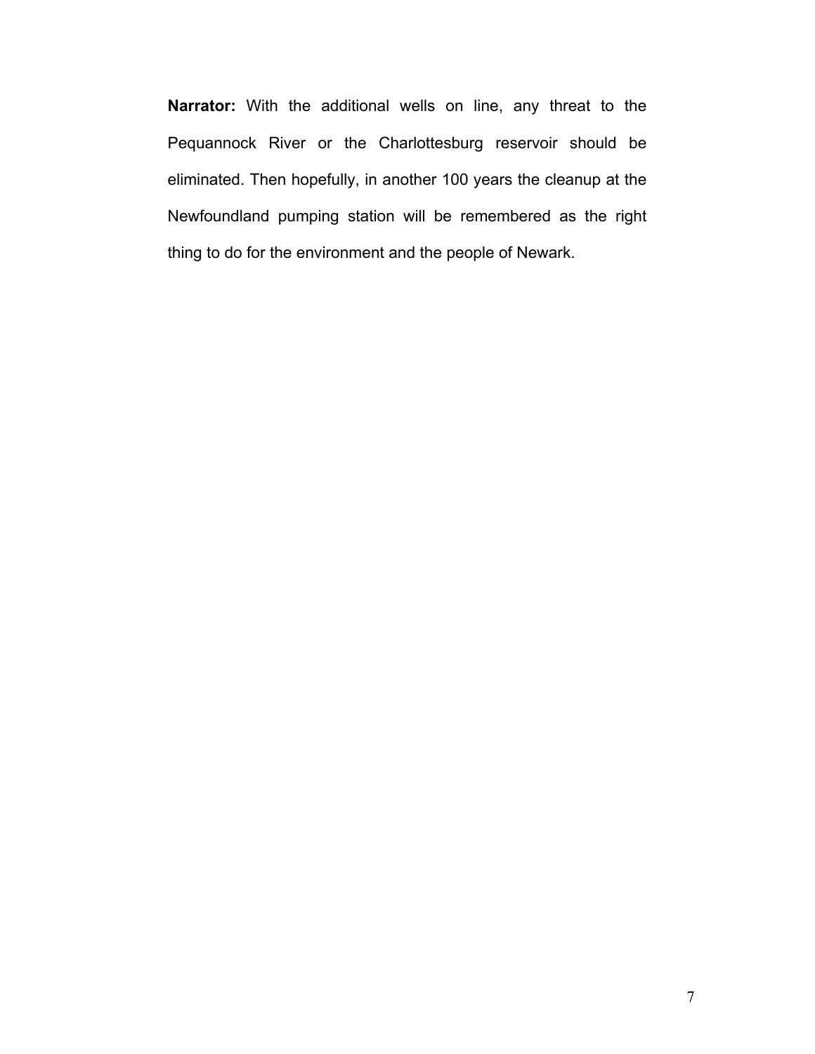**Narrator:** With the additional wells on line, any threat to the Pequannock River or the Charlottesburg reservoir should be eliminated. Then hopefully, in another 100 years the cleanup at the Newfoundland pumping station will be remembered as the right thing to do for the environment and the people of Newark.